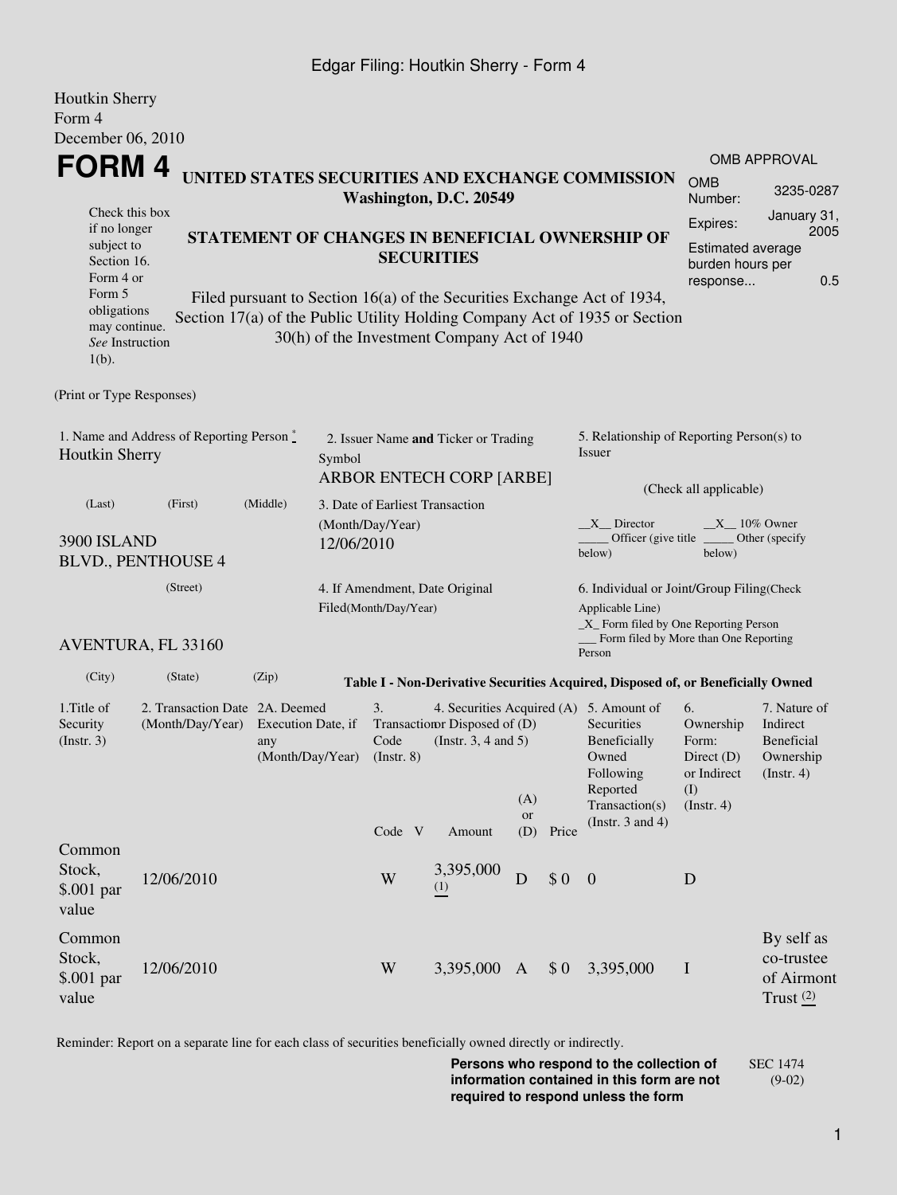Houtkin Sherry
Form 4
December 06, 2010

# FORM 4

## UNITED STATES SECURITIES AND EXCHANGE COMMISSION
**Washington, D.C. 20549**

| OMB APPROVAL | |
|---|---|
| OMB Number: | 3235-0287 |
| Expires: | January 31, 2005 |
| Estimated average burden hours per response... | 0.5 |

Check this box if no longer subject to Section 16. Form 4 or Form 5 obligations may continue. *See* Instruction 1(b).

## STATEMENT OF CHANGES IN BENEFICIAL OWNERSHIP OF SECURITIES

Filed pursuant to Section 16(a) of the Securities Exchange Act of 1934, Section 17(a) of the Public Utility Holding Company Act of 1935 or Section 30(h) of the Investment Company Act of 1940

(Print or Type Responses)

1. Name and Address of Reporting Person *
Houtkin Sherry

(Last) (First) (Middle)

3900 ISLAND BLVD., PENTHOUSE 4

(Street)

AVENTURA, FL 33160

(City) (State) (Zip)

2. Issuer Name **and** Ticker or Trading Symbol
ARBOR ENTECH CORP [ARBE]

3. Date of Earliest Transaction (Month/Day/Year)
12/06/2010

4. If Amendment, Date Original Filed(Month/Day/Year)

5. Relationship of Reporting Person(s) to Issuer

(Check all applicable)

\_\_X\_\_ Director \_\_X\_\_ 10% Owner
\_\_\_\_\_ Officer (give title below) \_\_\_\_\_ Other (specify below)

6. Individual or Joint/Group Filing(Check Applicable Line)
\_X\_ Form filed by One Reporting Person
\_\_\_ Form filed by More than One Reporting Person

**Table I - Non-Derivative Securities Acquired, Disposed of, or Beneficially Owned**

| 1.Title of Security (Instr. 3) | 2. Transaction Date (Month/Day/Year) | 2A. Deemed Execution Date, if any (Month/Day/Year) | 3. Transaction Code (Instr. 8) | | 4. Securities Acquired (A) or Disposed of (D) (Instr. 3, 4 and 5) | | | 5. Amount of Securities Beneficially Owned Following Reported Transaction(s) (Instr. 3 and 4) | 6. Ownership Form: Direct (D) or Indirect (I) (Instr. 4) | 7. Nature of Indirect Beneficial Ownership (Instr. 4) |
|---|---|---|---|---|---|---|---|---|---|---|
| | | | Code | V | Amount | (A) or (D) | Price | | | |
| Common Stock, $.001 par value | 12/06/2010 | | W | | 3,395,000 (1) | D | $ 0 | 0 | D | |
| Common Stock, $.001 par value | 12/06/2010 | | W | | 3,395,000 | A | $ 0 | 3,395,000 | I | By self as co-trustee of Airmont Trust (2) |

Reminder: Report on a separate line for each class of securities beneficially owned directly or indirectly.

**Persons who respond to the collection of information contained in this form are not required to respond unless the form**

SEC 1474 (9-02)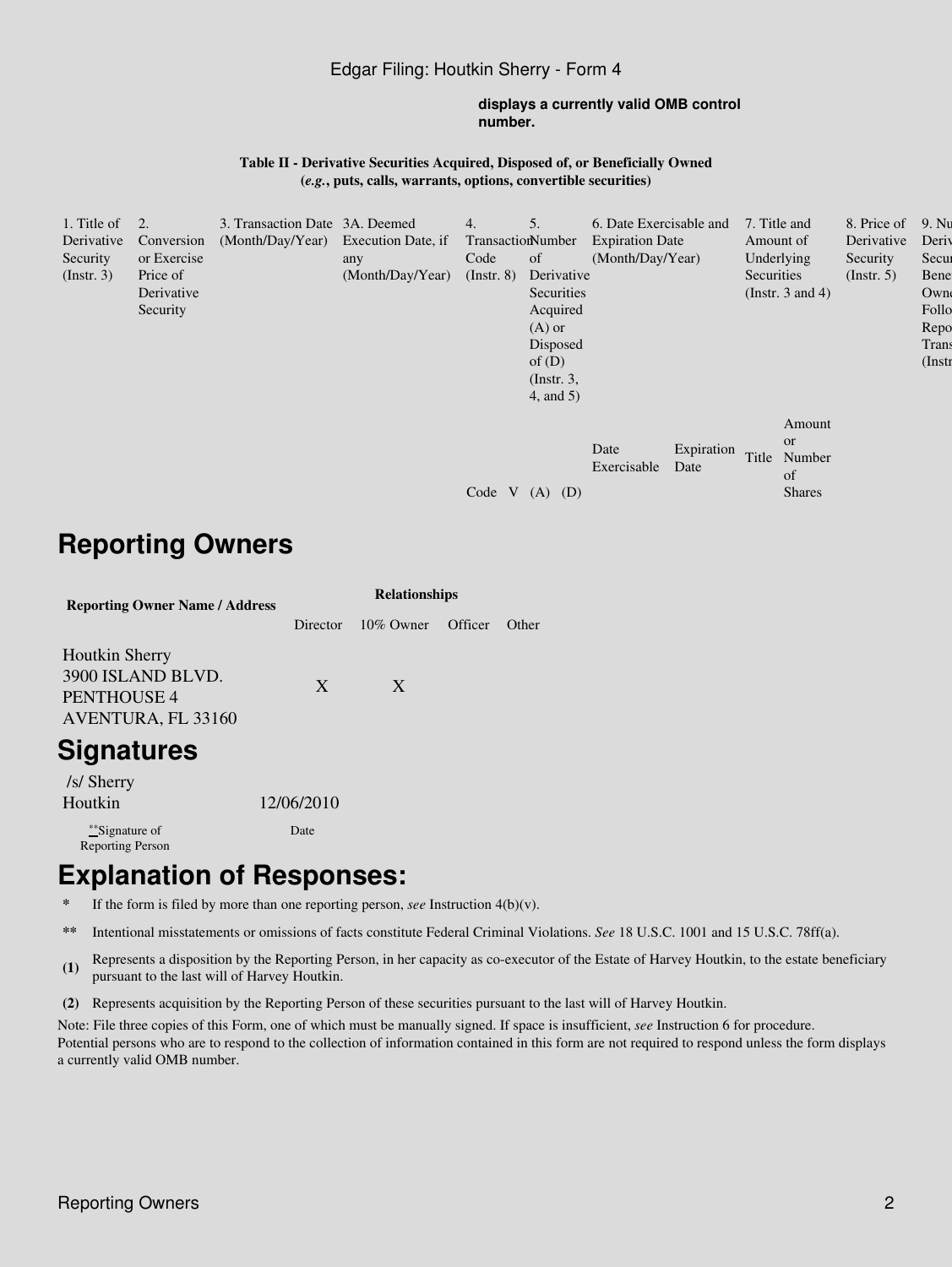displays a currently valid OMB control number.

**Table II - Derivative Securities Acquired, Disposed of, or Beneficially Owned**
**(*e.g.*, puts, calls, warrants, options, convertible securities)**

| 1. Title of Derivative Security (Instr. 3) | 2. Conversion or Exercise Price of Derivative Security | 3. Transaction Date (Month/Day/Year) | 3A. Deemed Execution Date, if any (Month/Day/Year) | 4. Transaction Code (Instr. 8) | | 5. Number of Derivative Securities Acquired (A) or Disposed of (D) (Instr. 3, 4, and 5) | | 6. Date Exercisable and Expiration Date (Month/Day/Year) | | 7. Title and Amount of Underlying Securities (Instr. 3 and 4) | | 8. Price of Derivative Security (Instr. 5) | 9. Nu Deriv Secur Bene Owne Follo Repo Trans (Instr |
|---|---|---|---|---|---|---|---|---|---|---|---|---|---|
| | | | | Code | V | (A) | (D) | Date Exercisable | Expiration Date | Title | Amount or Number of Shares | | |

## Reporting Owners

| Reporting Owner Name / Address | Relationships | | | |
|---|---|---|---|---|
| | Director | 10% Owner | Officer | Other |
| Houtkin Sherry<br>3900 ISLAND BLVD.<br>PENTHOUSE 4<br>AVENTURA, FL 33160 | X | X | | |

## Signatures

| /s/ Sherry Houtkin | 12/06/2010 |
|---|---|
| **Signature of Reporting Person | Date |

## Explanation of Responses:

\* If the form is filed by more than one reporting person, *see* Instruction 4(b)(v).

\*\* Intentional misstatements or omissions of facts constitute Federal Criminal Violations. *See* 18 U.S.C. 1001 and 15 U.S.C. 78ff(a).

**(1)** Represents a disposition by the Reporting Person, in her capacity as co-executor of the Estate of Harvey Houtkin, to the estate beneficiary pursuant to the last will of Harvey Houtkin.

**(2)** Represents acquisition by the Reporting Person of these securities pursuant to the last will of Harvey Houtkin.

Note: File three copies of this Form, one of which must be manually signed. If space is insufficient, *see* Instruction 6 for procedure.
Potential persons who are to respond to the collection of information contained in this form are not required to respond unless the form displays a currently valid OMB number.